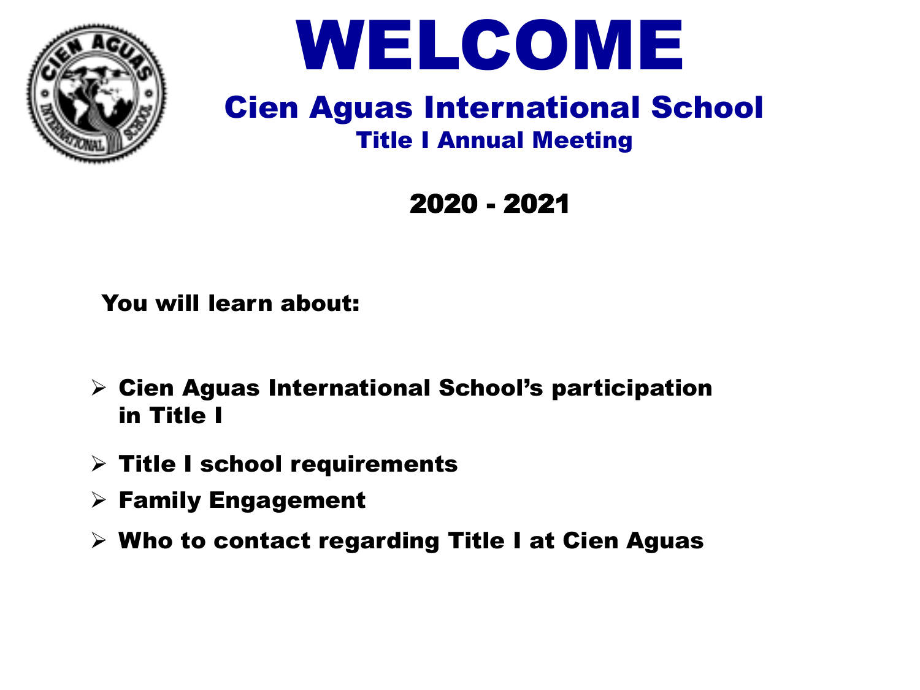# WELCOME

## Cien Aguas International School

### Title I Annual Meeting

**2020 - 2021**

**You will learn about:**

- **Cien Aguas International School's participation in Title I**
- **Title I school requirements**
- **Family Engagement**
- **Who to contact regarding Title I at Cien Aguas**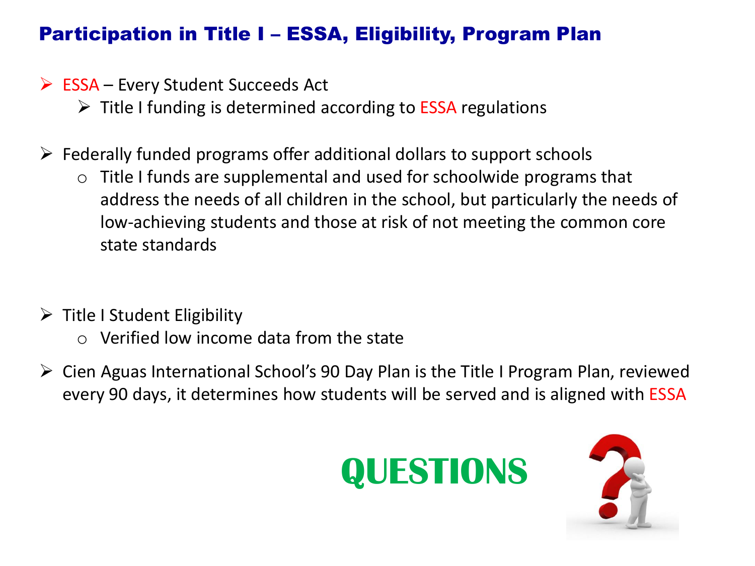## Participation in Title I – ESSA, Eligibility, Program Plan

- ESSA – Every Student Succeeds Act
  - Title I funding is determined according to ESSA regulations

- Federally funded programs offer additional dollars to support schools
  - Title I funds are supplemental and used for schoolwide programs that address the needs of all children in the school, but particularly the needs of low-achieving students and those at risk of not meeting the common core state standards

- Title I Student Eligibility
  - Verified low income data from the state

- Cien Aguas International School's 90 Day Plan is the Title I Program Plan, reviewed every 90 days, it determines how students will be served and is aligned with ESSA

**QUESTIONS**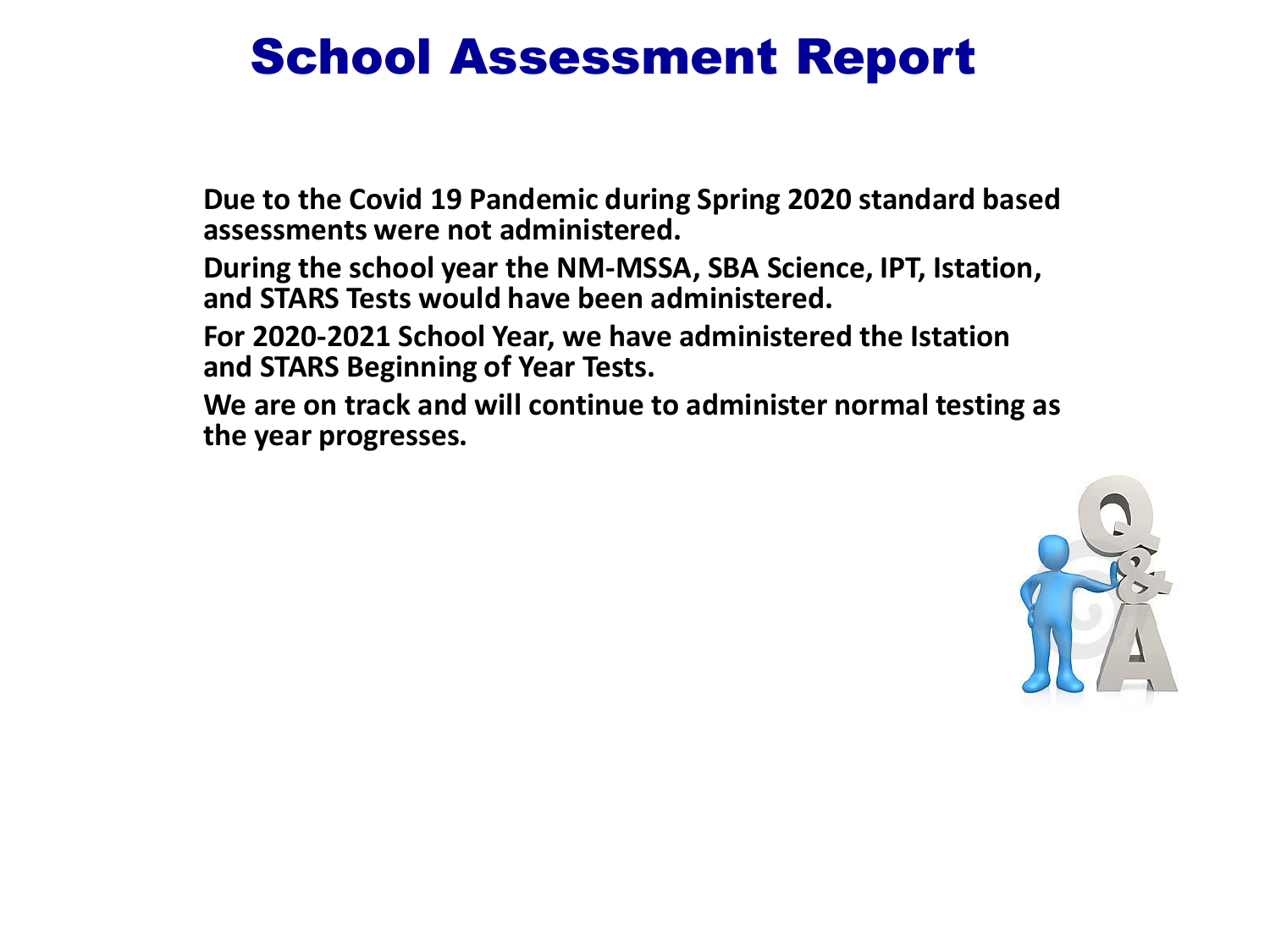# School Assessment Report

Due to the Covid 19 Pandemic during Spring 2020 standard based assessments were not administered.

During the school year the NM-MSSA, SBA Science, IPT, Istation, and STARS Tests would have been administered.

For 2020-2021 School Year, we have administered the Istation and STARS Beginning of Year Tests.

We are on track and will continue to administer normal testing as the year progresses.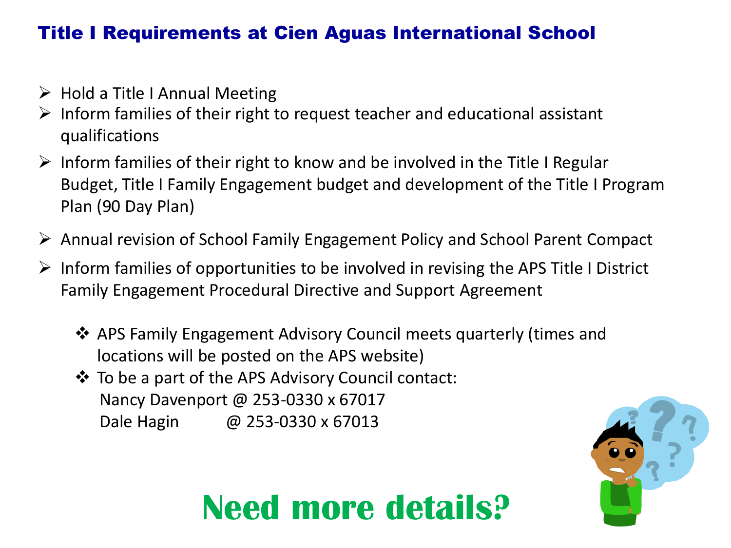## Title I Requirements at Cien Aguas International School

- Hold a Title I Annual Meeting
- Inform families of their right to request teacher and educational assistant qualifications
- Inform families of their right to know and be involved in the Title I Regular Budget, Title I Family Engagement budget and development of the Title I Program Plan (90 Day Plan)
- Annual revision of School Family Engagement Policy and School Parent Compact
- Inform families of opportunities to be involved in revising the APS Title I District Family Engagement Procedural Directive and Support Agreement
  - APS Family Engagement Advisory Council meets quarterly (times and locations will be posted on the APS website)
  - To be a part of the APS Advisory Council contact:
    Nancy Davenport @ 253-0330 x 67017
    Dale Hagin @ 253-0330 x 67013

# Need more details?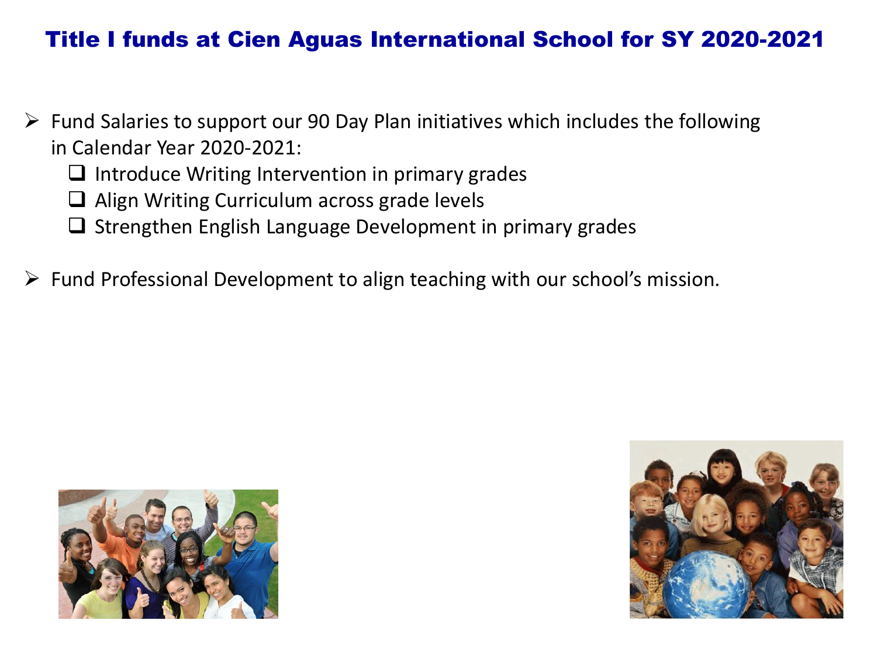# Title I funds at Cien Aguas International School for SY 2020-2021

- Fund Salaries to support our 90 Day Plan initiatives which includes the following in Calendar Year 2020-2021:
  - Introduce Writing Intervention in primary grades
  - Align Writing Curriculum across grade levels
  - Strengthen English Language Development in primary grades
- Fund Professional Development to align teaching with our school's mission.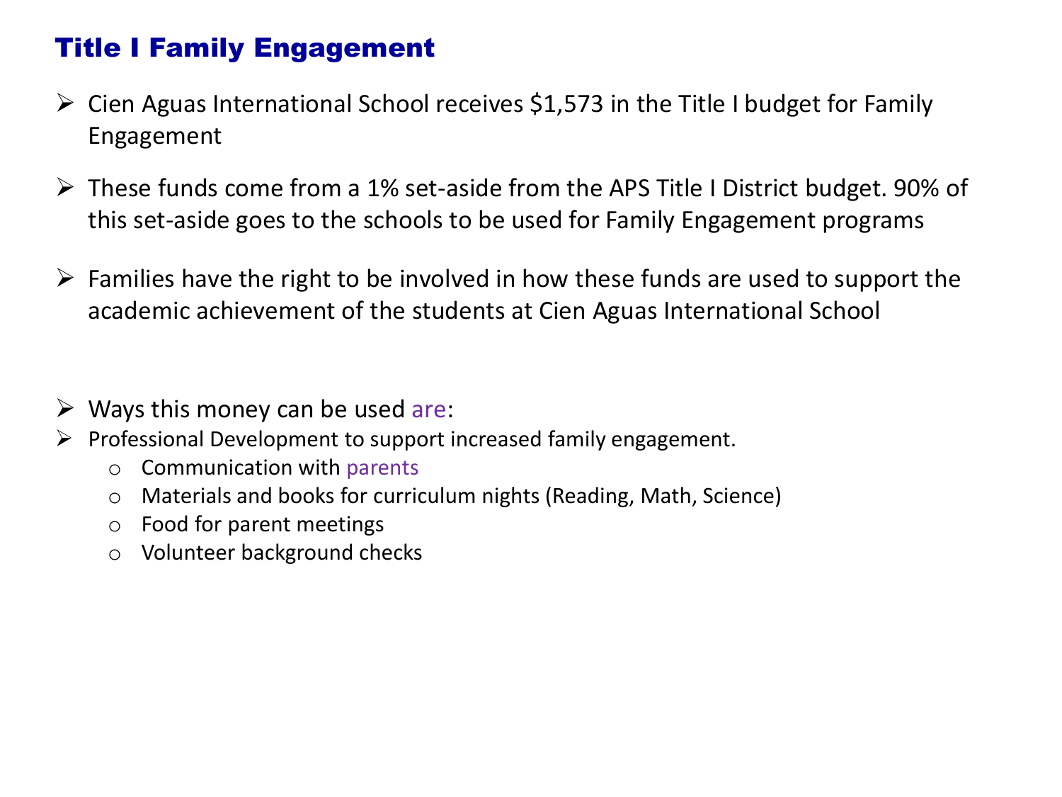# Title I Family Engagement

- Cien Aguas International School receives $1,573 in the Title I budget for Family Engagement
- These funds come from a 1% set-aside from the APS Title I District budget. 90% of this set-aside goes to the schools to be used for Family Engagement programs
- Families have the right to be involved in how these funds are used to support the academic achievement of the students at Cien Aguas International School

- Ways this money can be used are:
- Professional Development to support increased family engagement.
  - Communication with parents
  - Materials and books for curriculum nights (Reading, Math, Science)
  - Food for parent meetings
  - Volunteer background checks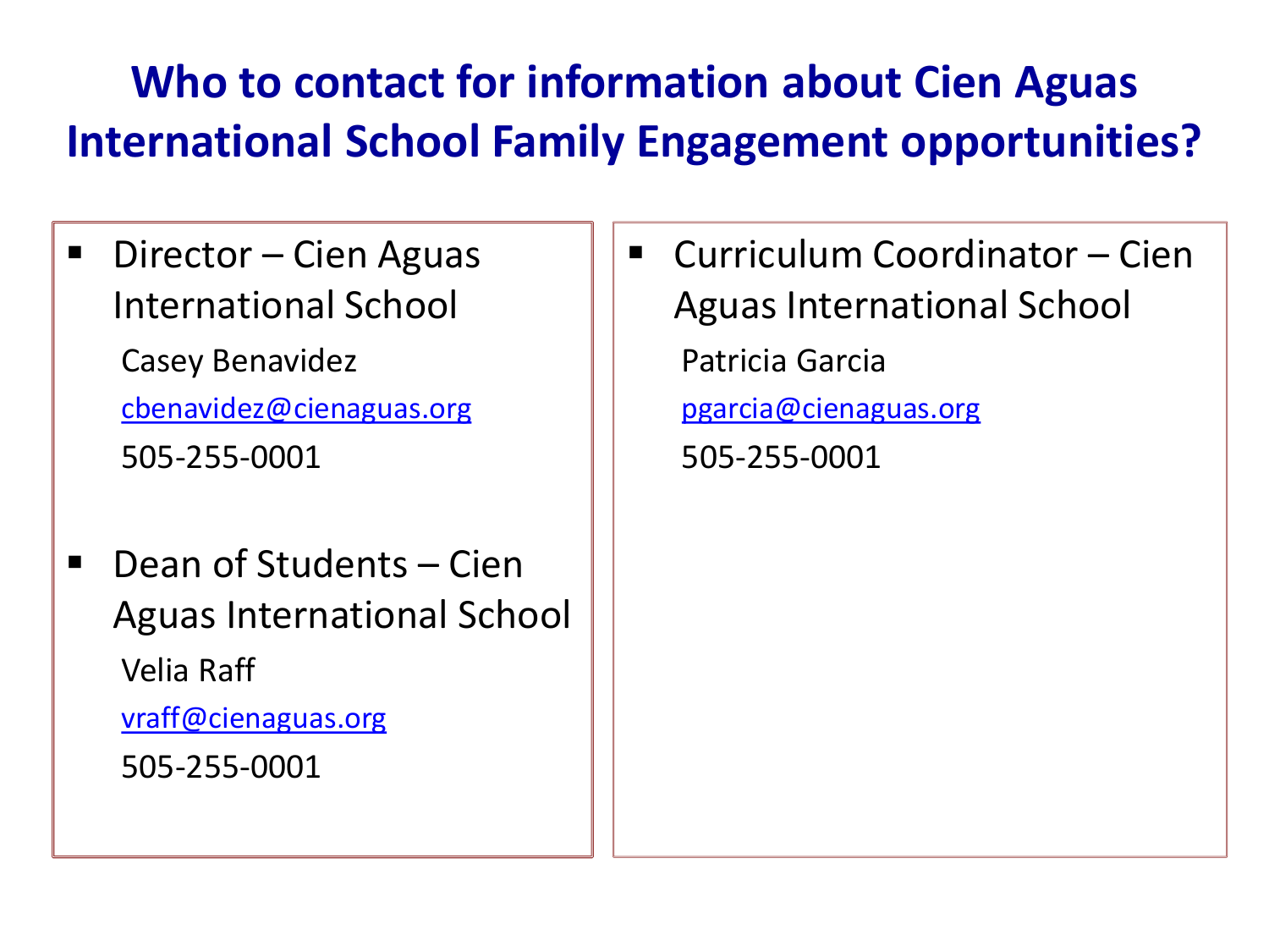# Who to contact for information about Cien Aguas International School Family Engagement opportunities?

- Director – Cien Aguas International School
  
  Casey Benavidez
  
  cbenavidez@cienaguas.org
  
  505-255-0001

- Dean of Students – Cien Aguas International School
  
  Velia Raff
  
  vraff@cienaguas.org
  
  505-255-0001

- Curriculum Coordinator – Cien Aguas International School
  
  Patricia Garcia
  
  pgarcia@cienaguas.org
  
  505-255-0001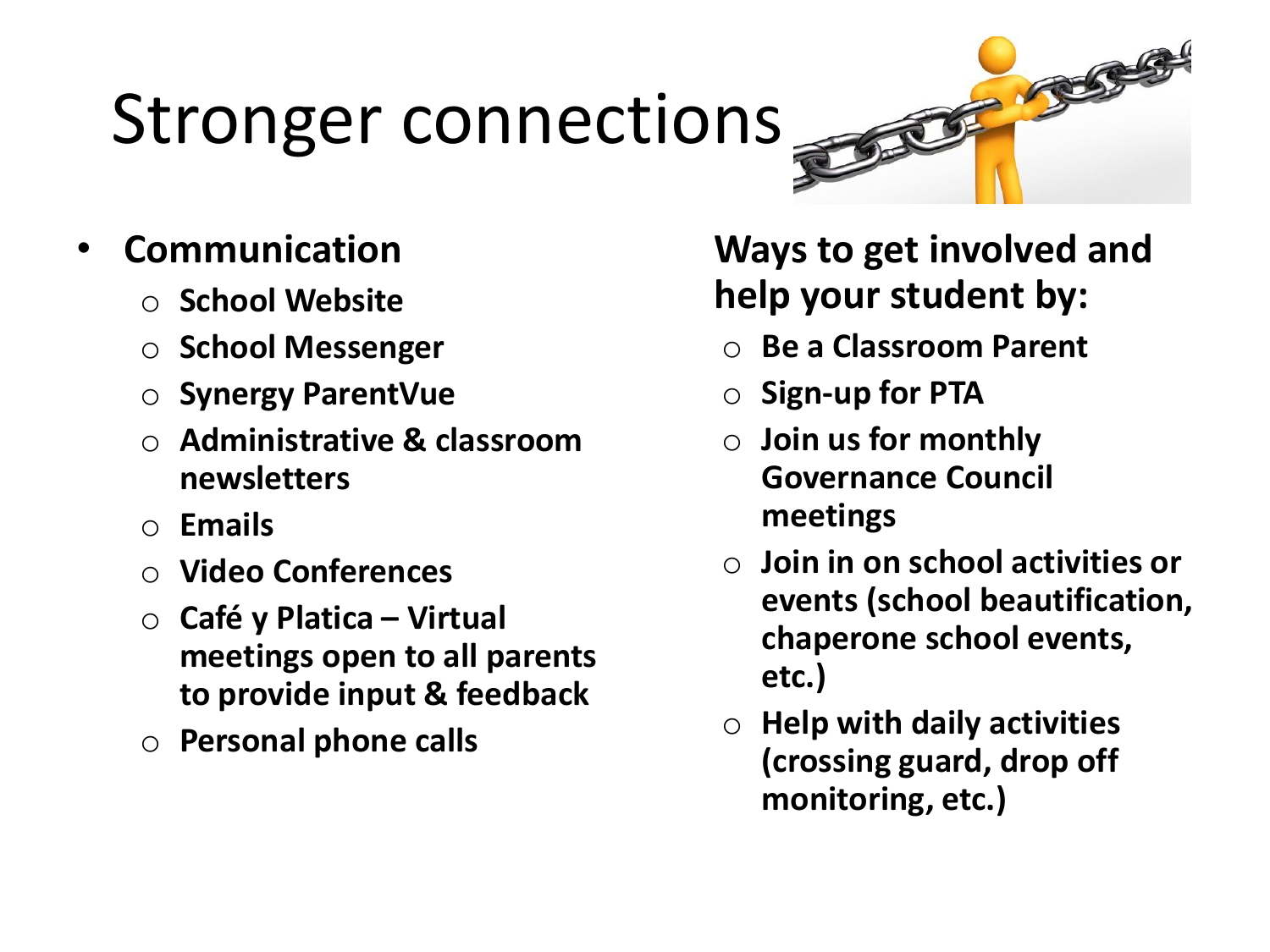# Stronger connections

- **Communication**
  - **School Website**
  - **School Messenger**
  - **Synergy ParentVue**
  - **Administrative & classroom newsletters**
  - **Emails**
  - **Video Conferences**
  - **Café y Platica – Virtual meetings open to all parents to provide input & feedback**
  - **Personal phone calls**

**Ways to get involved and help your student by:**

- **Be a Classroom Parent**
- **Sign-up for PTA**
- **Join us for monthly Governance Council meetings**
- **Join in on school activities or events (school beautification, chaperone school events, etc.)**
- **Help with daily activities (crossing guard, drop off monitoring, etc.)**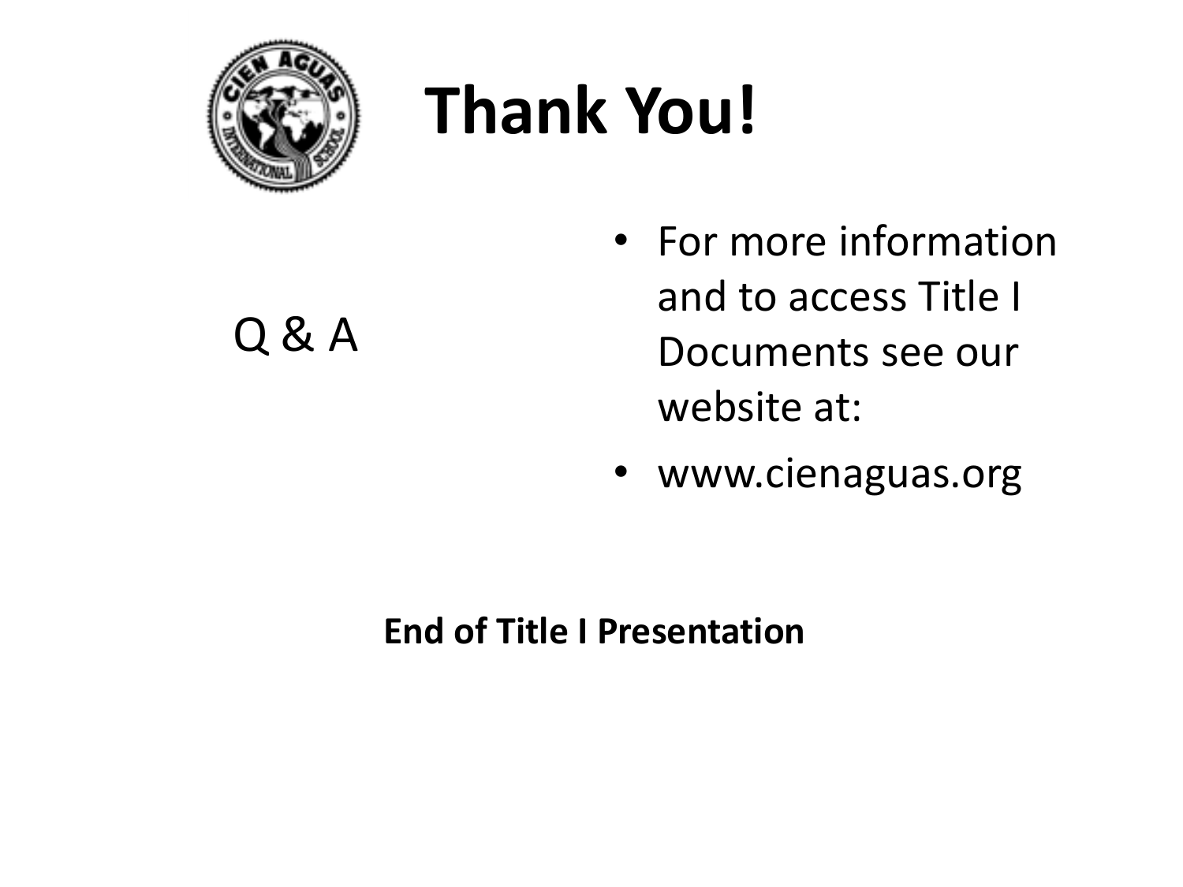# Thank You!

Q & A

- For more information and to access Title I Documents see our website at:
- www.cienaguas.org

**End of Title I Presentation**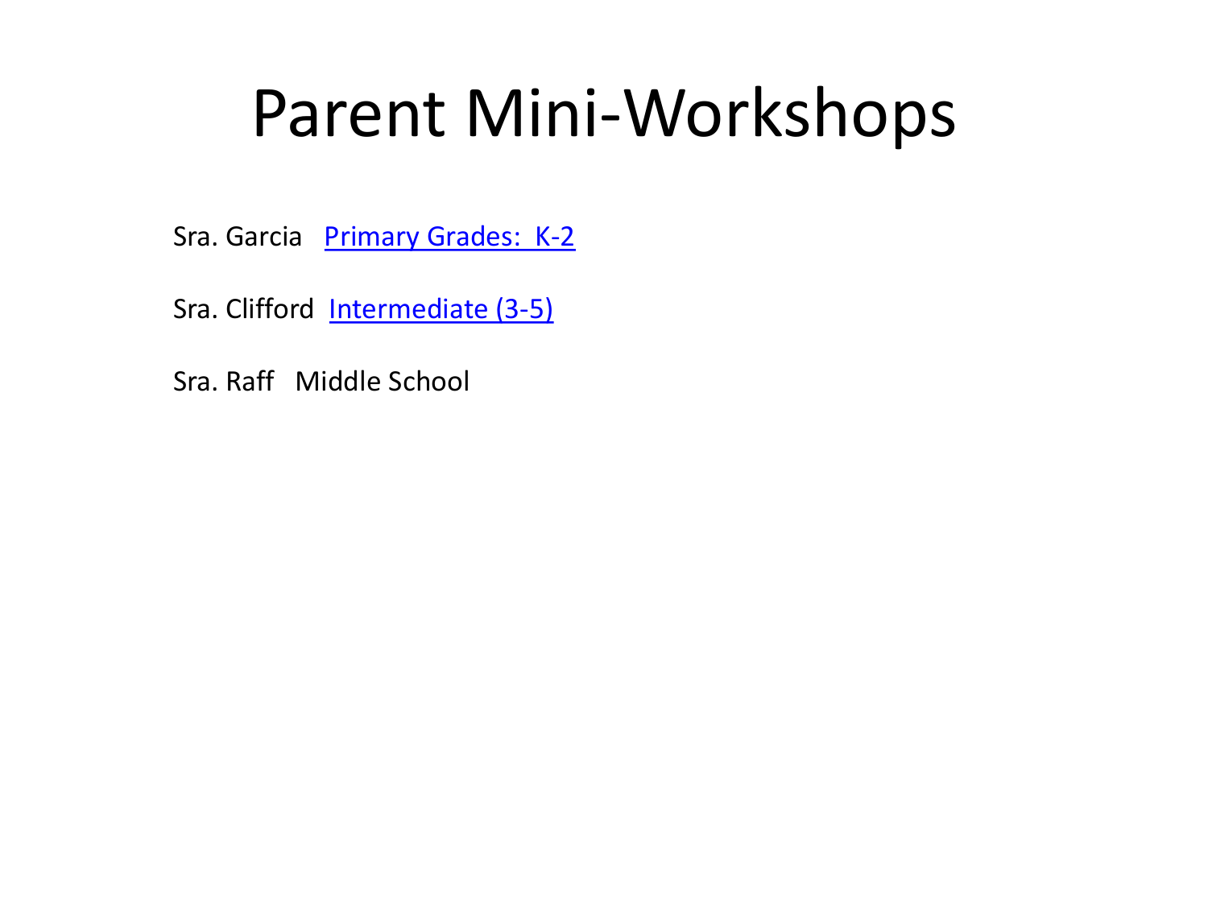# Parent Mini-Workshops

Sra. Garcia   Primary Grades:  K-2

Sra. Clifford  Intermediate (3-5)

Sra. Raff   Middle School